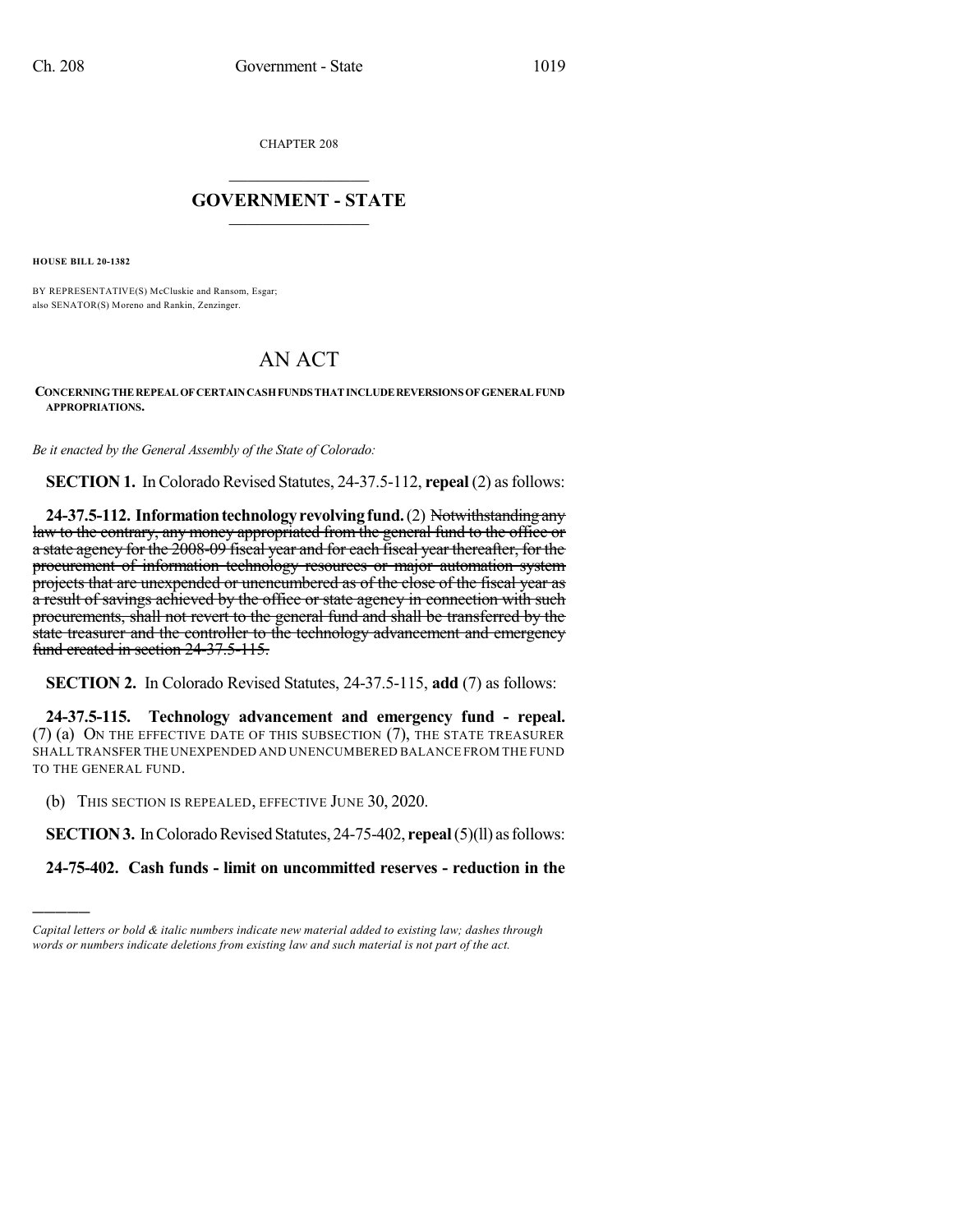CHAPTER 208

# GOVERNMENT - STATE

**HOUSE BILL 20-1382**

BY REPRESENTATIVE(S) McCluskie and Ransom, Esgar;
also SENATOR(S) Moreno and Rankin, Zenzinger.

# AN ACT

**CONCERNING THE REPEAL OF CERTAIN CASH FUNDS THAT INCLUDE REVERSIONS OF GENERAL FUND APPROPRIATIONS.**

*Be it enacted by the General Assembly of the State of Colorado:*

**SECTION 1.** In Colorado Revised Statutes, 24-37.5-112, **repeal** (2) as follows:

**24-37.5-112. Information technology revolving fund.** (2) ~~Notwithstanding any law to the contrary, any money appropriated from the general fund to the office or a state agency for the 2008-09 fiscal year and for each fiscal year thereafter, for the procurement of information technology resources or major automation system projects that are unexpended or unencumbered as of the close of the fiscal year as a result of savings achieved by the office or state agency in connection with such procurements, shall not revert to the general fund and shall be transferred by the state treasurer and the controller to the technology advancement and emergency fund created in section 24-37.5-115.~~

**SECTION 2.** In Colorado Revised Statutes, 24-37.5-115, **add** (7) as follows:

**24-37.5-115. Technology advancement and emergency fund - repeal.** (7) (a) ON THE EFFECTIVE DATE OF THIS SUBSECTION (7), THE STATE TREASURER SHALL TRANSFER THE UNEXPENDED AND UNENCUMBERED BALANCE FROM THE FUND TO THE GENERAL FUND.

(b) THIS SECTION IS REPEALED, EFFECTIVE JUNE 30, 2020.

**SECTION 3.** In Colorado Revised Statutes, 24-75-402, **repeal** (5)(ll) as follows:

**24-75-402. Cash funds - limit on uncommitted reserves - reduction in the**

---

*Capital letters or bold & italic numbers indicate new material added to existing law; dashes through words or numbers indicate deletions from existing law and such material is not part of the act.*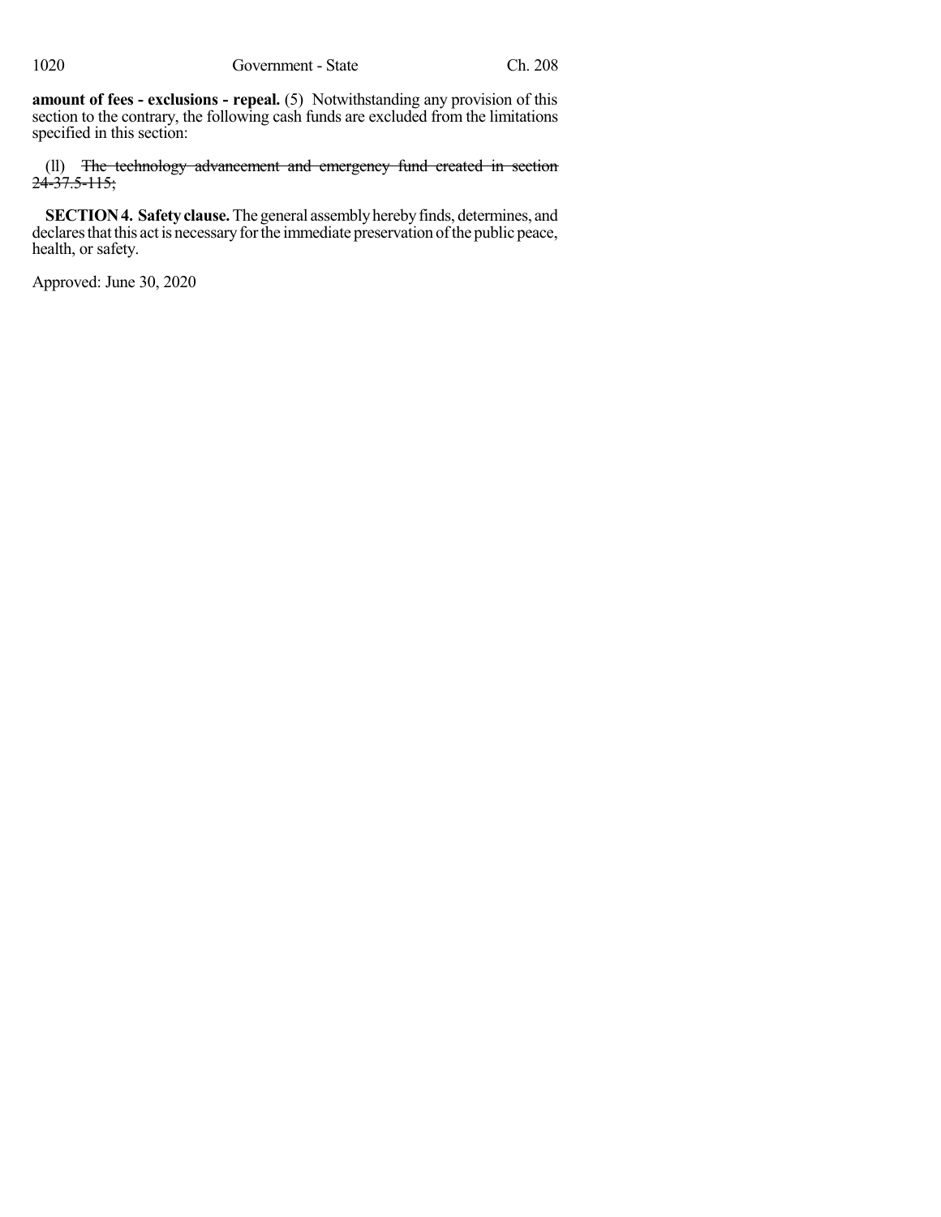**amount of fees - exclusions - repeal.** (5) Notwithstanding any provision of this section to the contrary, the following cash funds are excluded from the limitations specified in this section:

(ll) ~~The technology advancement and emergency fund created in section 24-37.5-115;~~

**SECTION 4. Safety clause.** The general assembly hereby finds, determines, and declares that this act is necessary for the immediate preservation of the public peace, health, or safety.

Approved: June 30, 2020